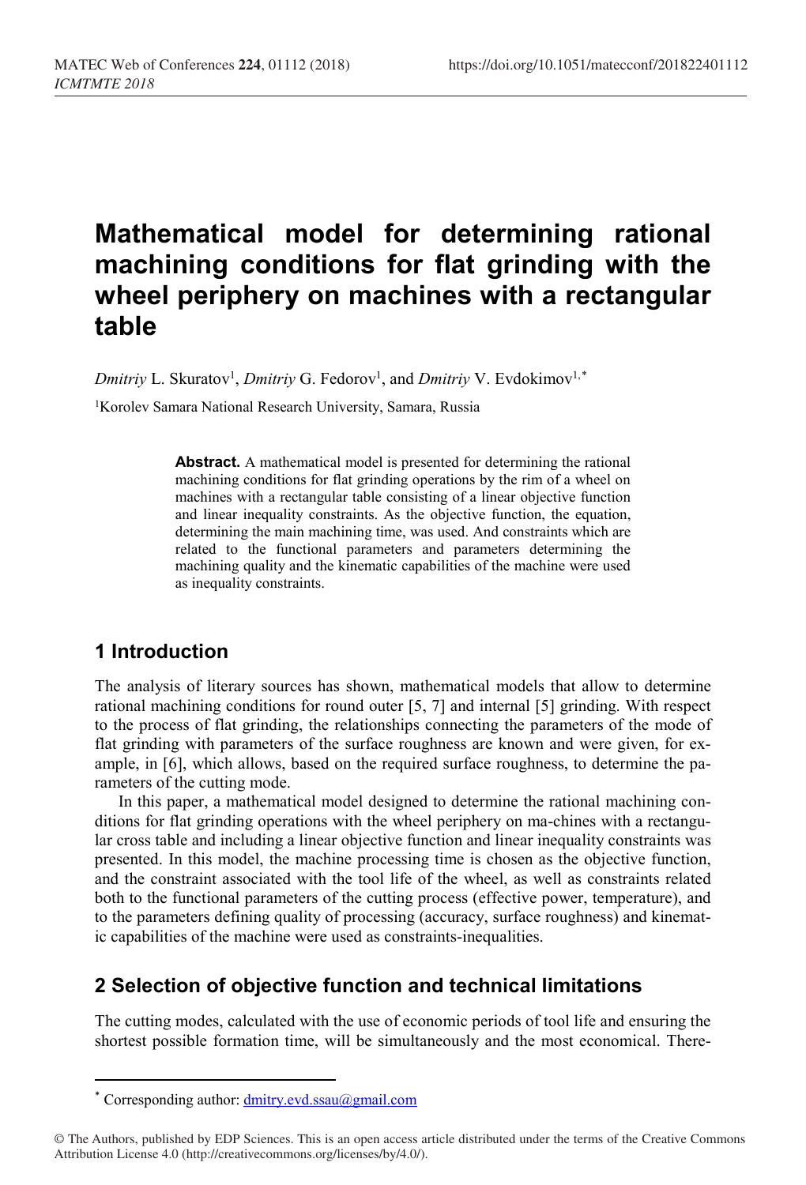# Mathematical model for determining rational machining conditions for flat grinding with the wheel periphery on machines with a rectangular table

*Dmitriy* L. Skuratov[1], *Dmitriy* G. Fedorov[1], and *Dmitriy* V. Evdokimov[1,*]

[1]Korolev Samara National Research University, Samara, Russia

**Abstract.** A mathematical model is presented for determining the rational machining conditions for flat grinding operations by the rim of a wheel on machines with a rectangular table consisting of a linear objective function and linear inequality constraints. As the objective function, the equation, determining the main machining time, was used. And constraints which are related to the functional parameters and parameters determining the machining quality and the kinematic capabilities of the machine were used as inequality constraints.

## 1 Introduction

The analysis of literary sources has shown, mathematical models that allow to determine rational machining conditions for round outer [5, 7] and internal [5] grinding. With respect to the process of flat grinding, the relationships connecting the parameters of the mode of flat grinding with parameters of the surface roughness are known and were given, for example, in [6], which allows, based on the required surface roughness, to determine the parameters of the cutting mode.

In this paper, a mathematical model designed to determine the rational machining conditions for flat grinding operations with the wheel periphery on ma-chines with a rectangular cross table and including a linear objective function and linear inequality constraints was presented. In this model, the machine processing time is chosen as the objective function, and the constraint associated with the tool life of the wheel, as well as constraints related both to the functional parameters of the cutting process (effective power, temperature), and to the parameters defining quality of processing (accuracy, surface roughness) and kinematic capabilities of the machine were used as constraints-inequalities.

## 2 Selection of objective function and technical limitations

The cutting modes, calculated with the use of economic periods of tool life and ensuring the shortest possible formation time, will be simultaneously and the most economical. There-

* Corresponding author: dmitry.evd.ssau@gmail.com

© The Authors, published by EDP Sciences. This is an open access article distributed under the terms of the Creative Commons Attribution License 4.0 (http://creativecommons.org/licenses/by/4.0/).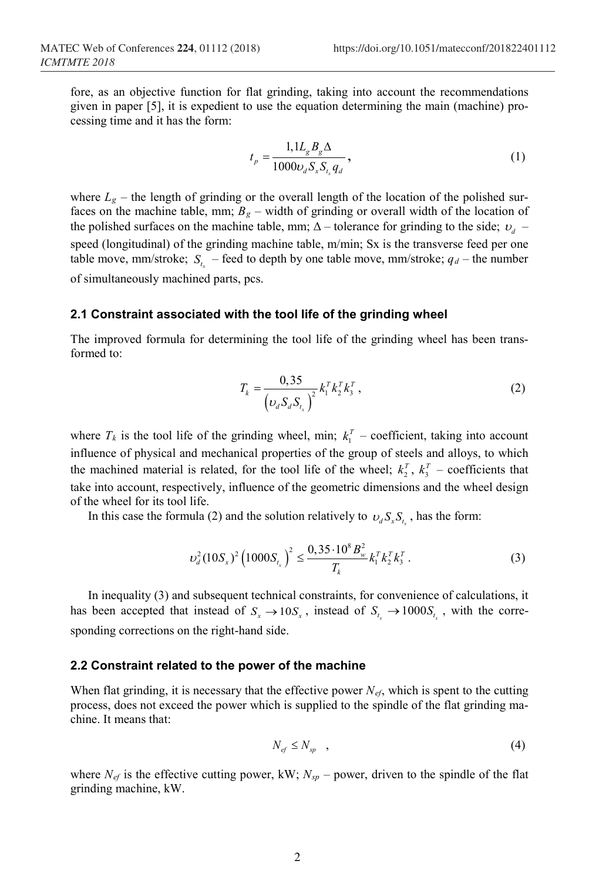fore, as an objective function for flat grinding, taking into account the recommendations given in paper [5], it is expedient to use the equation determining the main (machine) processing time and it has the form:

$$t_p = \frac{1,1 L_g B_g \Delta}{1000 \upsilon_d S_x S_{t_x} q_d}, \tag{1}$$

where $L_g$ – the length of grinding or the overall length of the location of the polished surfaces on the machine table, mm; $B_g$ – width of grinding or overall width of the location of the polished surfaces on the machine table, mm; $\Delta$ – tolerance for grinding to the side; $\upsilon_d$ – speed (longitudinal) of the grinding machine table, m/min; Sx is the transverse feed per one table move, mm/stroke; $S_{t_x}$ – feed to depth by one table move, mm/stroke; $q_d$ – the number of simultaneously machined parts, pcs.

### 2.1 Constraint associated with the tool life of the grinding wheel

The improved formula for determining the tool life of the grinding wheel has been transformed to:

$$T_k = \frac{0,35}{\left(\upsilon_d S_d S_{t_x}\right)^2} k_1^T k_2^T k_3^T, \tag{2}$$

where $T_k$ is the tool life of the grinding wheel, min; $k_1^T$ – coefficient, taking into account influence of physical and mechanical properties of the group of steels and alloys, to which the machined material is related, for the tool life of the wheel; $k_2^T$, $k_3^T$ – coefficients that take into account, respectively, influence of the geometric dimensions and the wheel design of the wheel for its tool life.

In this case the formula (2) and the solution relatively to $\upsilon_d S_x S_{t_x}$, has the form:

$$\upsilon_d^2 (10 S_x)^2 \left(1000 S_{t_x}\right)^2 \leq \frac{0,35 \cdot 10^8 B_w^2}{T_k} k_1^T k_2^T k_3^T. \tag{3}$$

In inequality (3) and subsequent technical constraints, for convenience of calculations, it has been accepted that instead of $S_x \rightarrow 10 S_x$, instead of $S_{t_x} \rightarrow 1000 S_{t_x}$, with the corresponding corrections on the right-hand side.

### 2.2 Constraint related to the power of the machine

When flat grinding, it is necessary that the effective power $N_{ef}$, which is spent to the cutting process, does not exceed the power which is supplied to the spindle of the flat grinding machine. It means that:

$$N_{ef} \leq N_{sp} \quad , \tag{4}$$

where $N_{ef}$ is the effective cutting power, kW; $N_{sp}$ – power, driven to the spindle of the flat grinding machine, kW.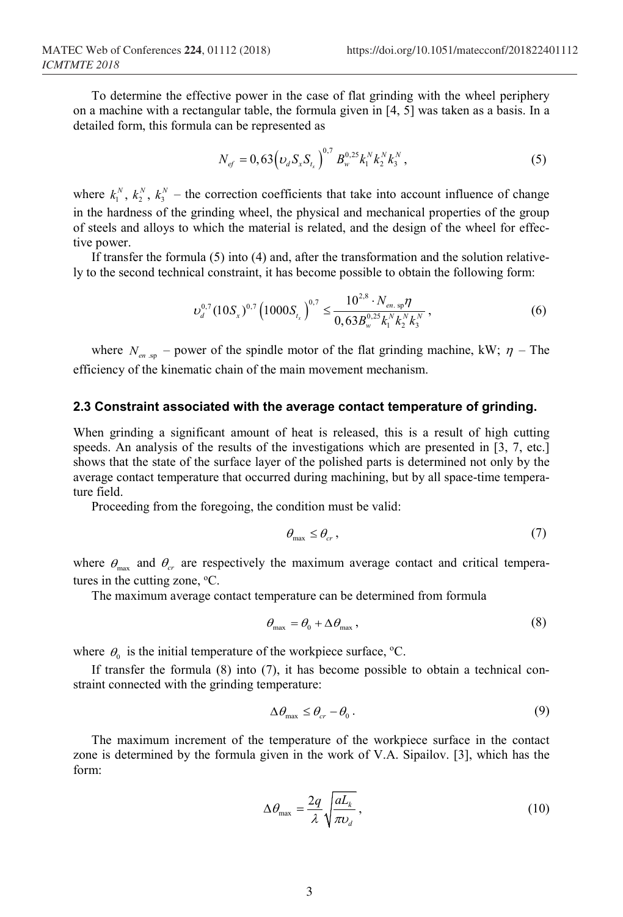To determine the effective power in the case of flat grinding with the wheel periphery on a machine with a rectangular table, the formula given in [4, 5] was taken as a basis. In a detailed form, this formula can be represented as

$$N_{ef} = 0,63\left(\upsilon_d S_x S_{t_x}\right)^{0,7} B_w^{0,25} k_1^N k_2^N k_3^N , \tag{5}$$

where $k_1^N$, $k_2^N$, $k_3^N$ – the correction coefficients that take into account influence of change in the hardness of the grinding wheel, the physical and mechanical properties of the group of steels and alloys to which the material is related, and the design of the wheel for effective power.

If transfer the formula (5) into (4) and, after the transformation and the solution relatively to the second technical constraint, it has become possible to obtain the following form:

$$\upsilon_d^{0,7}(10S_x)^{0,7}\left(1000S_{t_x}\right)^{0,7} \leq \frac{10^{2,8}\cdot N_{en.\,\mathrm{sp}}\eta}{0,63B_w^{0,25}k_1^N k_2^N k_3^N} , \tag{6}$$

where $N_{en.\,\mathrm{sp}}$ – power of the spindle motor of the flat grinding machine, kW; $\eta$ – The efficiency of the kinematic chain of the main movement mechanism.

### 2.3 Constraint associated with the average contact temperature of grinding.

When grinding a significant amount of heat is released, this is a result of high cutting speeds. An analysis of the results of the investigations which are presented in [3, 7, etc.] shows that the state of the surface layer of the polished parts is determined not only by the average contact temperature that occurred during machining, but by all space-time temperature field.

Proceeding from the foregoing, the condition must be valid:

$$\theta_{\max} \leq \theta_{cr} , \tag{7}$$

where $\theta_{\max}$ and $\theta_{cr}$ are respectively the maximum average contact and critical temperatures in the cutting zone, °C.

The maximum average contact temperature can be determined from formula

$$\theta_{\max} = \theta_0 + \Delta\theta_{\max} , \tag{8}$$

where $\theta_0$ is the initial temperature of the workpiece surface, °C.

If transfer the formula (8) into (7), it has become possible to obtain a technical constraint connected with the grinding temperature:

$$\Delta\theta_{\max} \leq \theta_{cr} - \theta_0 . \tag{9}$$

The maximum increment of the temperature of the workpiece surface in the contact zone is determined by the formula given in the work of V.A. Sipailov. [3], which has the form:

$$\Delta\theta_{\max} = \frac{2q}{\lambda}\sqrt{\frac{aL_k}{\pi\upsilon_d}} , \tag{10}$$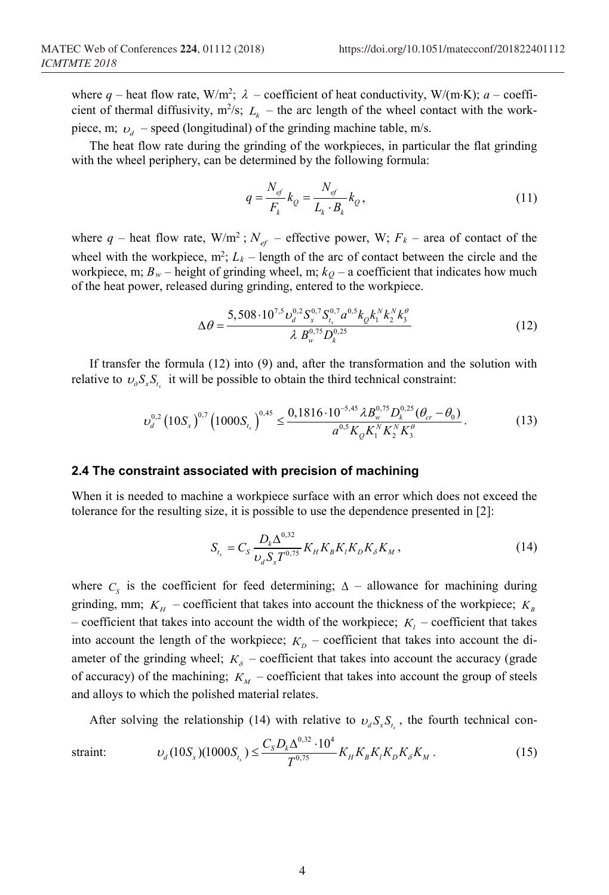where $q$ – heat flow rate, W/m$^2$; $\lambda$ – coefficient of heat conductivity, W/(m·K); $a$ – coefficient of thermal diffusivity, m$^2$/s; $L_k$ – the arc length of the wheel contact with the workpiece, m; $\upsilon_d$ – speed (longitudinal) of the grinding machine table, m/s.

The heat flow rate during the grinding of the workpieces, in particular the flat grinding with the wheel periphery, can be determined by the following formula:

$$q = \frac{N_{ef}}{F_k} k_Q = \frac{N_{ef}}{L_k \cdot B_k} k_Q, \tag{11}$$

where $q$ – heat flow rate, W/m$^2$ ; $N_{ef}$ – effective power, W; $F_k$ – area of contact of the wheel with the workpiece, m$^2$; $L_k$ – length of the arc of contact between the circle and the workpiece, m; $B_w$ – height of grinding wheel, m; $k_Q$ – a coefficient that indicates how much of the heat power, released during grinding, entered to the workpiece.

$$\Delta\theta = \frac{5,508 \cdot 10^{7,5} \upsilon_d^{0,2} S_x^{0,7} S_{t_x}^{0,7} a^{0,5} k_Q k_1^N k_2^N k_3^\theta}{\lambda \, B_w^{0,75} D_k^{0,25}} \tag{12}$$

If transfer the formula (12) into (9) and, after the transformation and the solution with relative to $\upsilon_d S_x S_{t_x}$ it will be possible to obtain the third technical constraint:

$$\upsilon_d^{0,2} \left(10 S_x\right)^{0,7} \left(1000 S_{t_x}\right)^{0,45} \leq \frac{0,1816 \cdot 10^{-5,45} \lambda B_w^{0,75} D_k^{0,25} (\theta_{cr} - \theta_0)}{a^{0,5} K_Q K_1^N K_2^N K_3^\theta}. \tag{13}$$

### 2.4 The constraint associated with precision of machining

When it is needed to machine a workpiece surface with an error which does not exceed the tolerance for the resulting size, it is possible to use the dependence presented in [2]:

$$S_{t_x} = C_S \frac{D_k \Delta^{0,32}}{\upsilon_d S_x T^{0,75}} K_H K_B K_l K_D K_\delta K_M, \tag{14}$$

where $C_S$ is the coefficient for feed determining; $\Delta$ – allowance for machining during grinding, mm; $K_H$ – coefficient that takes into account the thickness of the workpiece; $K_B$ – coefficient that takes into account the width of the workpiece; $K_l$ – coefficient that takes into account the length of the workpiece; $K_D$ – coefficient that takes into account the diameter of the grinding wheel; $K_\delta$ – coefficient that takes into account the accuracy (grade of accuracy) of the machining; $K_M$ – coefficient that takes into account the group of steels and alloys to which the polished material relates.

After solving the relationship (14) with relative to $\upsilon_d S_x S_{t_x}$, the fourth technical constraint:

$$\upsilon_d (10 S_x)(1000 S_{t_x}) \leq \frac{C_S D_k \Delta^{0,32} \cdot 10^4}{T^{0,75}} K_H K_B K_l K_D K_\delta K_M. \tag{15}$$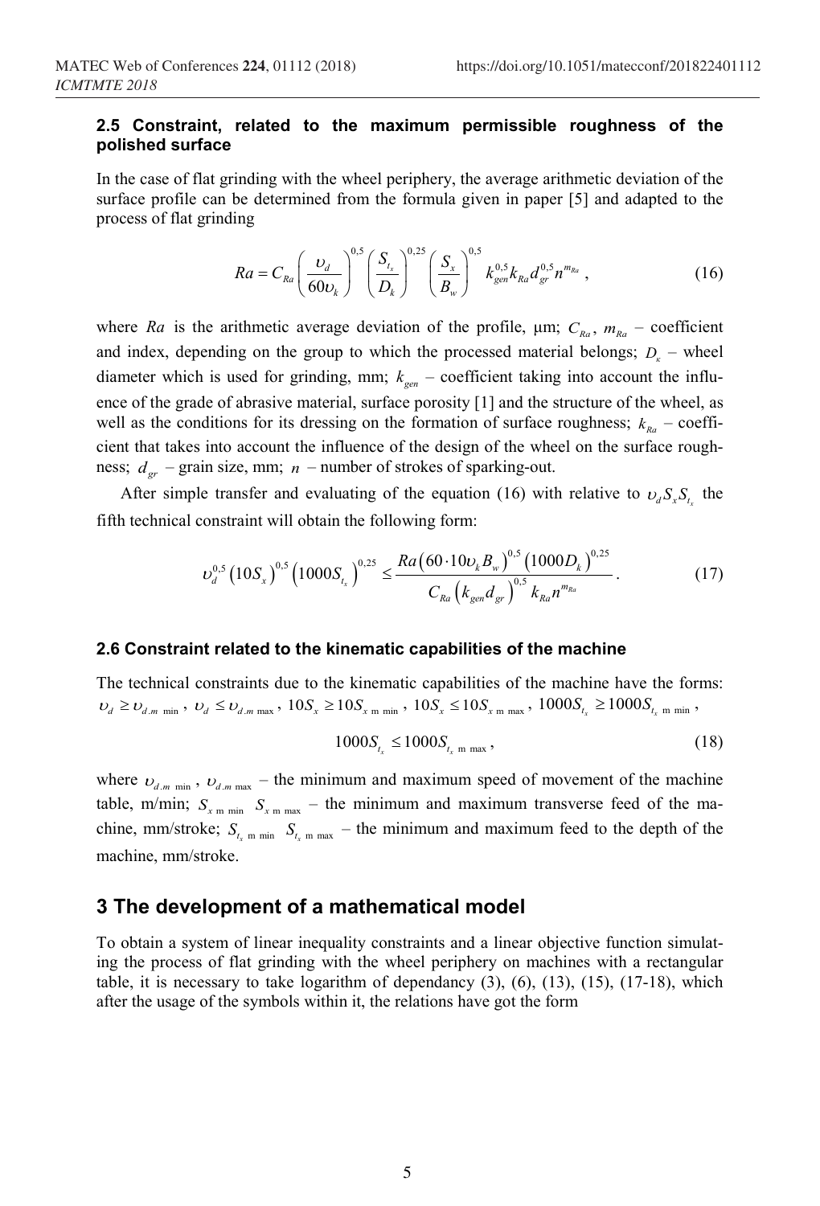### 2.5 Constraint, related to the maximum permissible roughness of the polished surface

In the case of flat grinding with the wheel periphery, the average arithmetic deviation of the surface profile can be determined from the formula given in paper [5] and adapted to the process of flat grinding

$$Ra = C_{Ra}\left(\frac{\upsilon_d}{60\upsilon_k}\right)^{0,5}\left(\frac{S_{t_x}}{D_k}\right)^{0,25}\left(\frac{S_x}{B_w}\right)^{0,5} k_{gen}^{0,5} k_{Ra} d_{gr}^{0,5} n^{m_{Ra}}, \tag{16}$$

where $Ra$ is the arithmetic average deviation of the profile, μm; $C_{Ra}$, $m_{Ra}$ – coefficient and index, depending on the group to which the processed material belongs; $D_к$ – wheel diameter which is used for grinding, mm; $k_{gen}$ – coefficient taking into account the influence of the grade of abrasive material, surface porosity [1] and the structure of the wheel, as well as the conditions for its dressing on the formation of surface roughness; $k_{Ra}$ – coefficient that takes into account the influence of the design of the wheel on the surface roughness; $d_{gr}$ – grain size, mm; $n$ – number of strokes of sparking-out.

After simple transfer and evaluating of the equation (16) with relative to $\upsilon_d S_x S_{t_x}$ the fifth technical constraint will obtain the following form:

$$\upsilon_d^{0,5}\left(10S_x\right)^{0,5}\left(1000S_{t_x}\right)^{0,25} \le \frac{Ra\left(60\cdot10\upsilon_k B_w\right)^{0,5}\left(1000D_k\right)^{0,25}}{C_{Ra}\left(k_{gen}d_{gr}\right)^{0,5}k_{Ra}n^{m_{Ra}}}. \tag{17}$$

### 2.6 Constraint related to the kinematic capabilities of the machine

The technical constraints due to the kinematic capabilities of the machine have the forms: $\upsilon_d \ge \upsilon_{d.m\ \min}$, $\upsilon_d \le \upsilon_{d.m\ \max}$, $10S_x \ge 10S_{x\ \mathrm{m}\ \min}$, $10S_x \le 10S_{x\ \mathrm{m}\ \max}$, $1000S_{t_x} \ge 1000S_{t_x\ \mathrm{m}\ \min}$,

$$1000S_{t_x} \le 1000S_{t_x\ \mathrm{m}\ \max}, \tag{18}$$

where $\upsilon_{d.m\ \min}$, $\upsilon_{d.m\ \max}$ – the minimum and maximum speed of movement of the machine table, m/min; $S_{x\ \mathrm{m}\ \min}$ $S_{x\ \mathrm{m}\ \max}$ – the minimum and maximum transverse feed of the machine, mm/stroke; $S_{t_x\ \mathrm{m}\ \min}$ $S_{t_x\ \mathrm{m}\ \max}$ – the minimum and maximum feed to the depth of the machine, mm/stroke.

## 3 The development of a mathematical model

To obtain a system of linear inequality constraints and a linear objective function simulating the process of flat grinding with the wheel periphery on machines with a rectangular table, it is necessary to take logarithm of dependancy (3), (6), (13), (15), (17-18), which after the usage of the symbols within it, the relations have got the form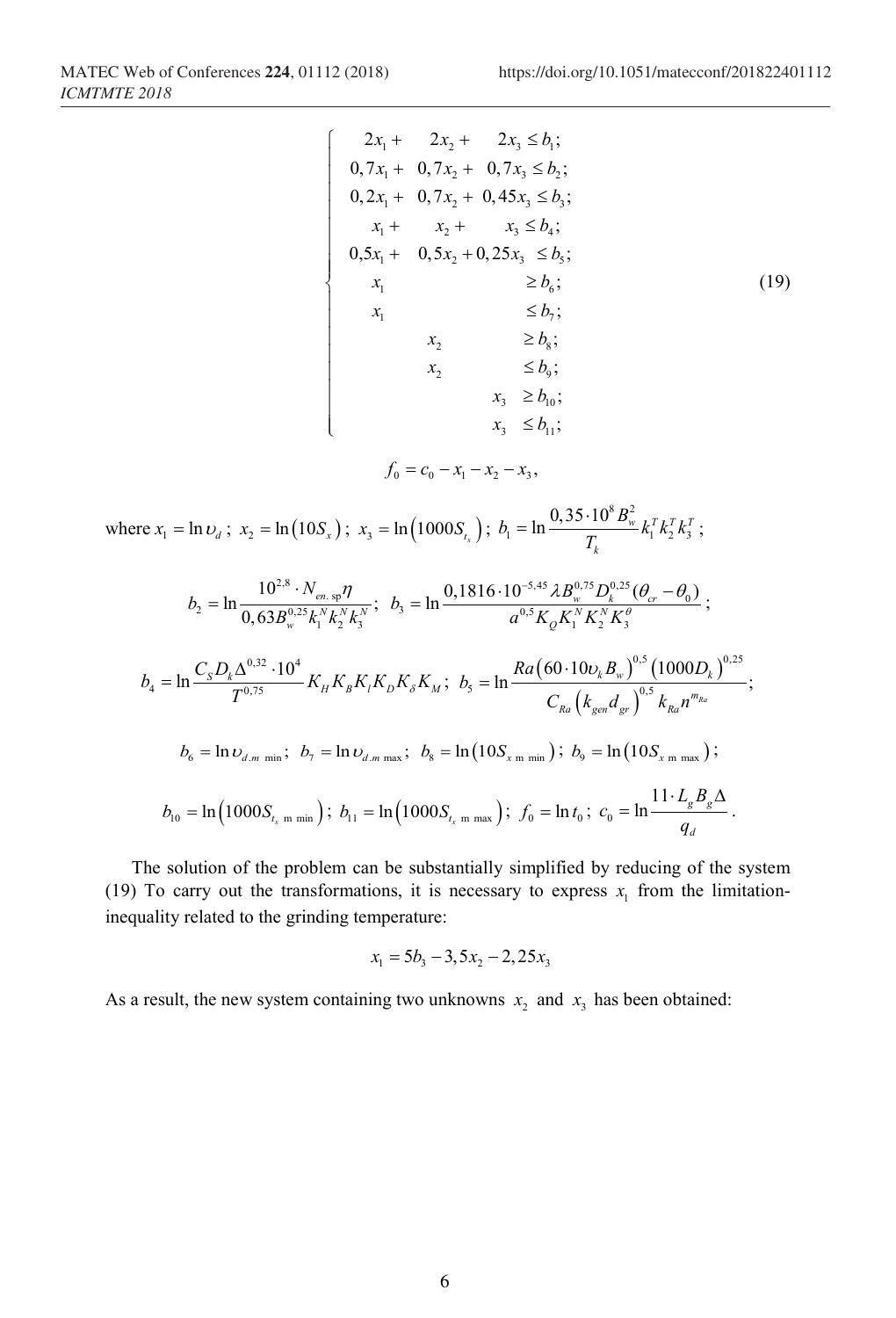$$
\left\{
\begin{array}{l}
2x_1 + \quad 2x_2 + \quad 2x_3 \le b_1; \\
0,7x_1 + \quad 0,7x_2 + \quad 0,7x_3 \le b_2; \\
0,2x_1 + \quad 0,7x_2 + \ 0,45x_3 \le b_3; \\
x_1 + \quad x_2 + \quad x_3 \le b_4; \\
0,5x_1 + \quad 0,5x_2 + 0,25x_3 \le b_5; \\
x_1 \ge b_6; \\
x_1 \le b_7; \\
x_2 \ge b_8; \\
x_2 \le b_9; \\
x_3 \ge b_{10}; \\
x_3 \le b_{11};
\end{array}
\right.
\tag{19}
$$

$$
f_0 = c_0 - x_1 - x_2 - x_3,
$$

where $x_1 = \ln \upsilon_d$; $x_2 = \ln\left(10S_x\right)$; $x_3 = \ln\left(1000S_{t_x}\right)$; $b_1 = \ln \dfrac{0,35 \cdot 10^8 B_w^2}{T_k} k_1^T k_2^T k_3^T$;

$$
b_2 = \ln \frac{10^{2,8} \cdot N_{en.\,\mathrm{sp}} \eta}{0,63 B_w^{0,25} k_1^N k_2^N k_3^N}; \quad b_3 = \ln \frac{0,1816 \cdot 10^{-5,45} \lambda B_w^{0,75} D_k^{0,25} (\theta_{cr} - \theta_0)}{a^{0,5} K_Q K_1^N K_2^N K_3^\theta};
$$

$$
b_4 = \ln \frac{C_S D_k \Delta^{0,32} \cdot 10^4}{T^{0,75}} K_H K_B K_I K_D K_\delta K_M; \quad b_5 = \ln \frac{Ra\left(60 \cdot 10 \upsilon_k B_w\right)^{0,5} \left(1000 D_k\right)^{0,25}}{C_{Ra} \left(k_{gen} d_{gr}\right)^{0,5} k_{Ra} n^{m_{Ra}}};
$$

$$
b_6 = \ln \upsilon_{d.m\ \min}; \quad b_7 = \ln \upsilon_{d.m\ \max}; \quad b_8 = \ln\left(10S_{x\ \mathrm{m}\ \min}\right); \quad b_9 = \ln\left(10S_{x\ \mathrm{m}\ \max}\right);
$$

$$
b_{10} = \ln\left(1000S_{t_x\ \mathrm{m}\ \min}\right); \quad b_{11} = \ln\left(1000S_{t_x\ \mathrm{m}\ \max}\right); \quad f_0 = \ln t_0; \quad c_0 = \ln \frac{11 \cdot L_g B_g \Delta}{q_d}.
$$

The solution of the problem can be substantially simplified by reducing of the system (19) To carry out the transformations, it is necessary to express $x_1$ from the limitation-inequality related to the grinding temperature:

$$
x_1 = 5b_3 - 3,5x_2 - 2,25x_3
$$

As a result, the new system containing two unknowns $x_2$ and $x_3$ has been obtained: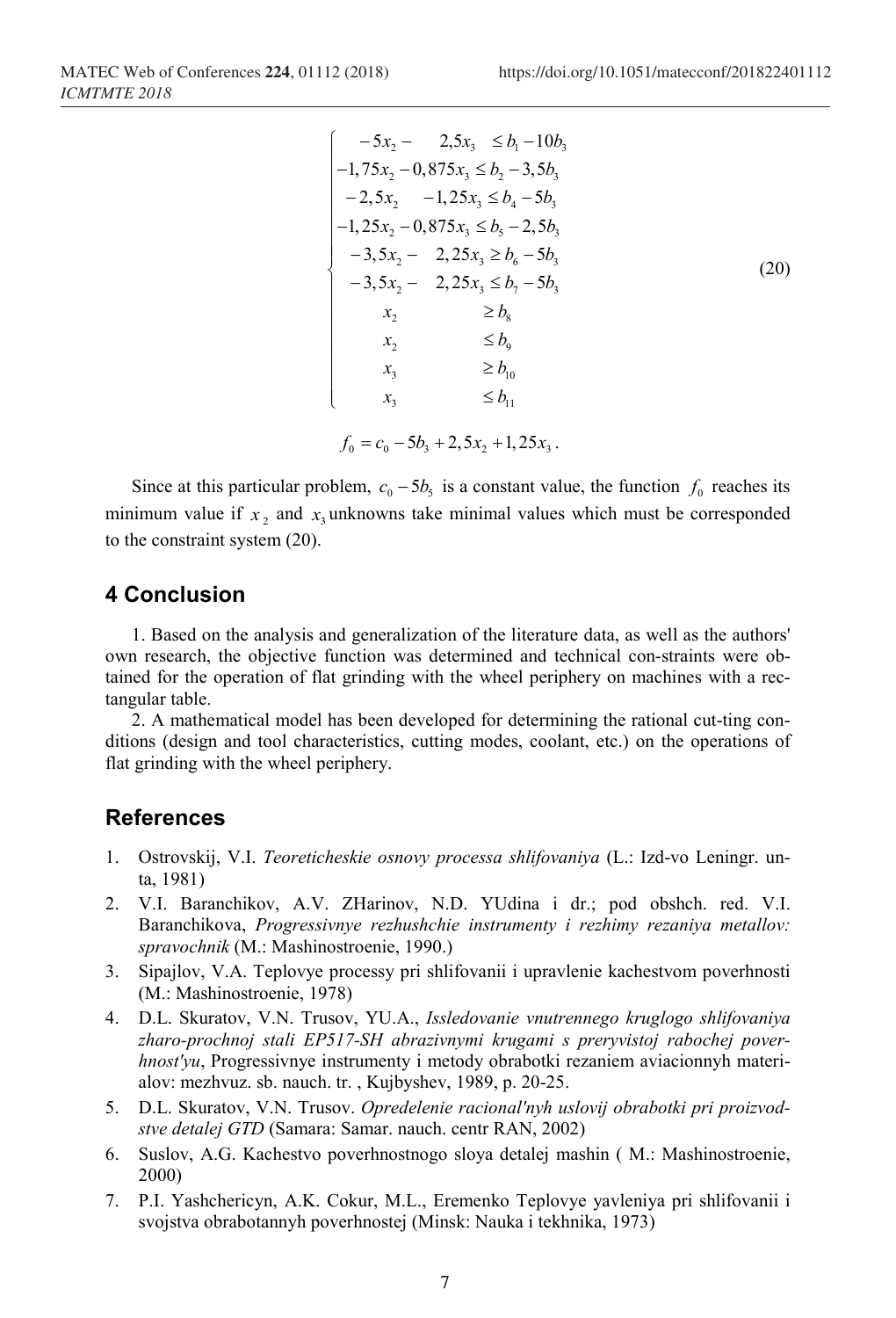$$
\begin{cases}
-5x_2 - \quad 2{,}5x_3 \leq b_1 - 10b_3 \\
-1{,}75x_2 - 0{,}875x_3 \leq b_2 - 3{,}5b_3 \\
-2{,}5x_2 \quad -1{,}25x_3 \leq b_4 - 5b_3 \\
-1{,}25x_2 - 0{,}875x_3 \leq b_5 - 2{,}5b_3 \\
-3{,}5x_2 - \quad 2{,}25x_3 \geq b_6 - 5b_3 \\
-3{,}5x_2 - \quad 2{,}25x_3 \leq b_7 - 5b_3 \\
x_2 \qquad\qquad \geq b_8 \\
x_2 \qquad\qquad \leq b_9 \\
x_3 \qquad\qquad \geq b_{10} \\
x_3 \qquad\qquad \leq b_{11}
\end{cases}
\tag{20}
$$

$$
f_0 = c_0 - 5b_3 + 2{,}5x_2 + 1{,}25x_3 .
$$

Since at this particular problem, $c_0 - 5b_5$ is a constant value, the function $f_0$ reaches its minimum value if $x_2$ and $x_3$ unknowns take minimal values which must be corresponded to the constraint system (20).

## 4 Conclusion

1. Based on the analysis and generalization of the literature data, as well as the authors' own research, the objective function was determined and technical con-straints were obtained for the operation of flat grinding with the wheel periphery on machines with a rectangular table.

2. A mathematical model has been developed for determining the rational cut-ting conditions (design and tool characteristics, cutting modes, coolant, etc.) on the operations of flat grinding with the wheel periphery.

## References

1. Ostrovskij, V.I. *Teoreticheskie osnovy processa shlifovaniya* (L.: Izd-vo Leningr. un-ta, 1981)
2. V.I. Baranchikov, A.V. ZHarinov, N.D. YUdina i dr.; pod obshch. red. V.I. Baranchikova, *Progressivnye rezhushchie instrumenty i rezhimy rezaniya metallov: spravochnik* (M.: Mashinostroenie, 1990.)
3. Sipajlov, V.A. Teplovye processy pri shlifovanii i upravlenie kachestvom poverhnosti (M.: Mashinostroenie, 1978)
4. D.L. Skuratov, V.N. Trusov, YU.A., *Issledovanie vnutrennego kruglogo shlifovaniya zharo-prochnoj stali EP517-SH abrazivnymi krugami s preryvistoj rabochej poverhnost'yu*, Progressivnye instrumenty i metody obrabotki rezaniem aviacionnyh materialov: mezhvuz. sb. nauch. tr. , Kujbyshev, 1989, p. 20-25.
5. D.L. Skuratov, V.N. Trusov. *Opredelenie racional'nyh uslovij obrabotki pri proizvodstve detalej GTD* (Samara: Samar. nauch. centr RAN, 2002)
6. Suslov, A.G. Kachestvo poverhnostnogo sloya detalej mashin ( M.: Mashinostroenie, 2000)
7. P.I. Yashchericyn, A.K. Cokur, M.L., Eremenko Teplovye yavleniya pri shlifovanii i svojstva obrabotannyh poverhnostej (Minsk: Nauka i tekhnika, 1973)